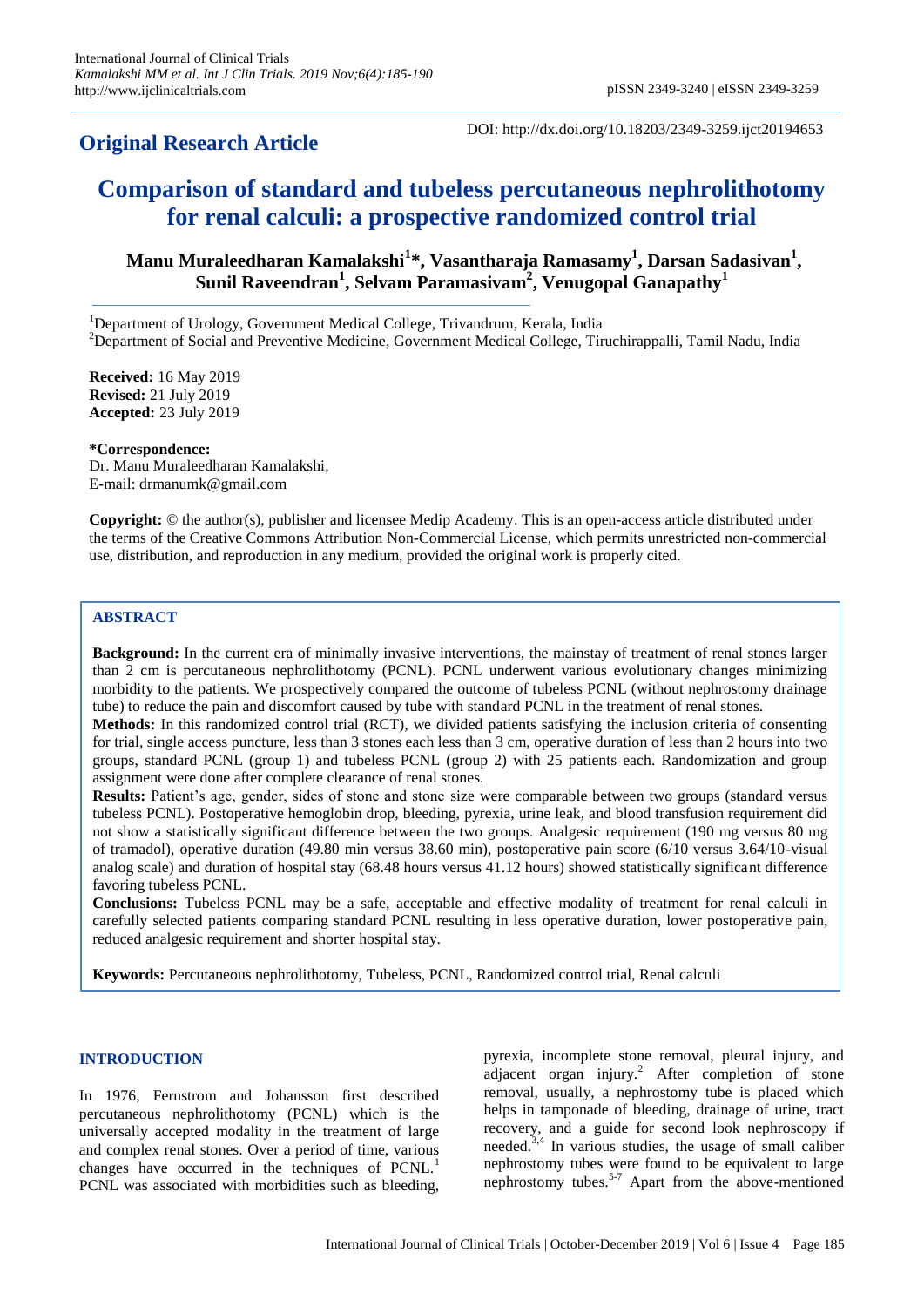**Original Research Article**

DOI: http://dx.doi.org/10.18203/2349-3259.ijct20194653

# Comparison of standard and tubeless percutaneous nephrolithotomy for renal calculi: a prospective randomized control trial

**Manu Muraleedharan Kamalakshi[1]*, Vasantharaja Ramasamy[1], Darsan Sadasivan[1], Sunil Raveendran[1], Selvam Paramasivam[2], Venugopal Ganapathy[1]**

[1]Department of Urology, Government Medical College, Trivandrum, Kerala, India
[2]Department of Social and Preventive Medicine, Government Medical College, Tiruchirappalli, Tamil Nadu, India

**Received:** 16 May 2019
**Revised:** 21 July 2019
**Accepted:** 23 July 2019

***Correspondence:**
Dr. Manu Muraleedharan Kamalakshi,
E-mail: drmanumk@gmail.com

**Copyright:** © the author(s), publisher and licensee Medip Academy. This is an open-access article distributed under the terms of the Creative Commons Attribution Non-Commercial License, which permits unrestricted non-commercial use, distribution, and reproduction in any medium, provided the original work is properly cited.

## ABSTRACT

**Background:** In the current era of minimally invasive interventions, the mainstay of treatment of renal stones larger than 2 cm is percutaneous nephrolithotomy (PCNL). PCNL underwent various evolutionary changes minimizing morbidity to the patients. We prospectively compared the outcome of tubeless PCNL (without nephrostomy drainage tube) to reduce the pain and discomfort caused by tube with standard PCNL in the treatment of renal stones.

**Methods:** In this randomized control trial (RCT), we divided patients satisfying the inclusion criteria of consenting for trial, single access puncture, less than 3 stones each less than 3 cm, operative duration of less than 2 hours into two groups, standard PCNL (group 1) and tubeless PCNL (group 2) with 25 patients each. Randomization and group assignment were done after complete clearance of renal stones.

**Results:** Patient's age, gender, sides of stone and stone size were comparable between two groups (standard versus tubeless PCNL). Postoperative hemoglobin drop, bleeding, pyrexia, urine leak, and blood transfusion requirement did not show a statistically significant difference between the two groups. Analgesic requirement (190 mg versus 80 mg of tramadol), operative duration (49.80 min versus 38.60 min), postoperative pain score (6/10 versus 3.64/10-visual analog scale) and duration of hospital stay (68.48 hours versus 41.12 hours) showed statistically significant difference favoring tubeless PCNL.

**Conclusions:** Tubeless PCNL may be a safe, acceptable and effective modality of treatment for renal calculi in carefully selected patients comparing standard PCNL resulting in less operative duration, lower postoperative pain, reduced analgesic requirement and shorter hospital stay.

**Keywords:** Percutaneous nephrolithotomy, Tubeless, PCNL, Randomized control trial, Renal calculi

## INTRODUCTION

In 1976, Fernstrom and Johansson first described percutaneous nephrolithotomy (PCNL) which is the universally accepted modality in the treatment of large and complex renal stones. Over a period of time, various changes have occurred in the techniques of PCNL.[1] PCNL was associated with morbidities such as bleeding, pyrexia, incomplete stone removal, pleural injury, and adjacent organ injury.[2] After completion of stone removal, usually, a nephrostomy tube is placed which helps in tamponade of bleeding, drainage of urine, tract recovery, and a guide for second look nephroscopy if needed.[3,4] In various studies, the usage of small caliber nephrostomy tubes were found to be equivalent to large nephrostomy tubes.[5-7] Apart from the above-mentioned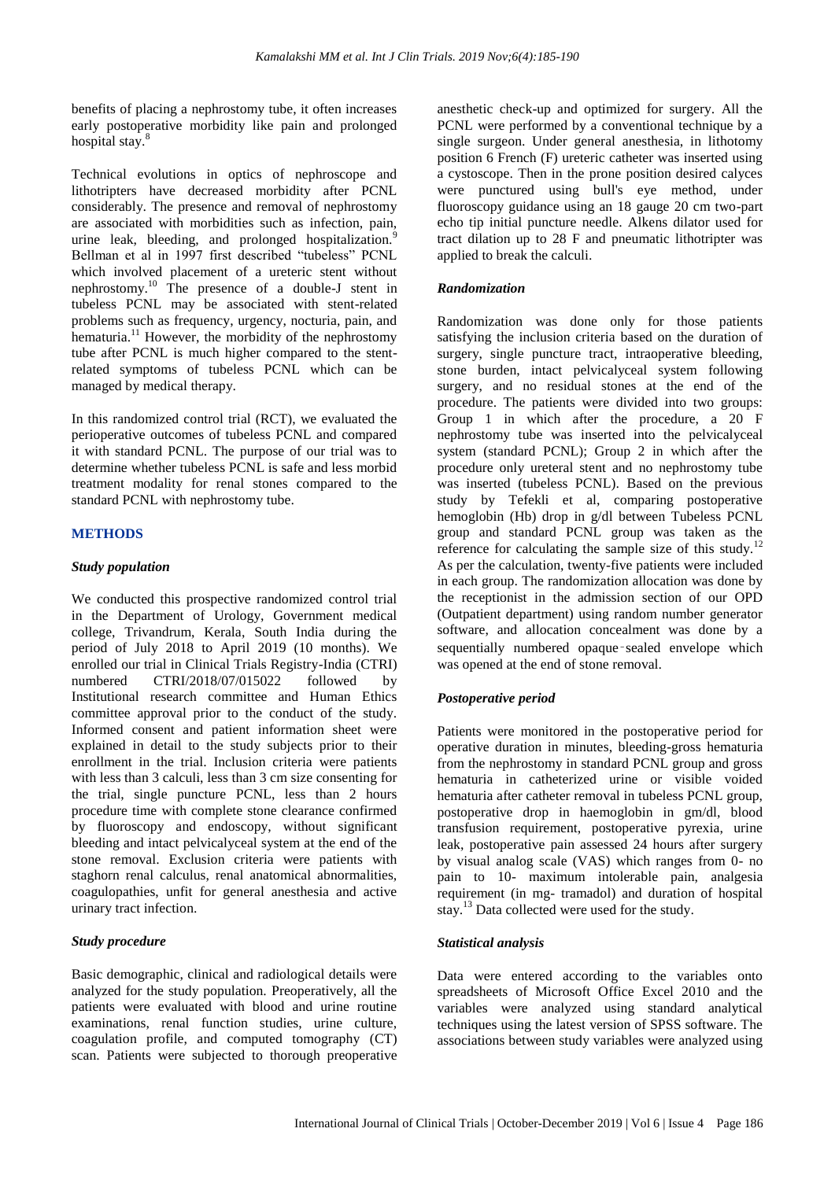benefits of placing a nephrostomy tube, it often increases early postoperative morbidity like pain and prolonged hospital stay.[8]

Technical evolutions in optics of nephroscope and lithotripters have decreased morbidity after PCNL considerably. The presence and removal of nephrostomy are associated with morbidities such as infection, pain, urine leak, bleeding, and prolonged hospitalization.[9] Bellman et al in 1997 first described "tubeless" PCNL which involved placement of a ureteric stent without nephrostomy.[10] The presence of a double-J stent in tubeless PCNL may be associated with stent-related problems such as frequency, urgency, nocturia, pain, and hematuria.[11] However, the morbidity of the nephrostomy tube after PCNL is much higher compared to the stent-related symptoms of tubeless PCNL which can be managed by medical therapy.

In this randomized control trial (RCT), we evaluated the perioperative outcomes of tubeless PCNL and compared it with standard PCNL. The purpose of our trial was to determine whether tubeless PCNL is safe and less morbid treatment modality for renal stones compared to the standard PCNL with nephrostomy tube.

## METHODS

### *Study population*

We conducted this prospective randomized control trial in the Department of Urology, Government medical college, Trivandrum, Kerala, South India during the period of July 2018 to April 2019 (10 months). We enrolled our trial in Clinical Trials Registry-India (CTRI) numbered CTRI/2018/07/015022 followed by Institutional research committee and Human Ethics committee approval prior to the conduct of the study. Informed consent and patient information sheet were explained in detail to the study subjects prior to their enrollment in the trial. Inclusion criteria were patients with less than 3 calculi, less than 3 cm size consenting for the trial, single puncture PCNL, less than 2 hours procedure time with complete stone clearance confirmed by fluoroscopy and endoscopy, without significant bleeding and intact pelvicalyceal system at the end of the stone removal. Exclusion criteria were patients with staghorn renal calculus, renal anatomical abnormalities, coagulopathies, unfit for general anesthesia and active urinary tract infection.

### *Study procedure*

Basic demographic, clinical and radiological details were analyzed for the study population. Preoperatively, all the patients were evaluated with blood and urine routine examinations, renal function studies, urine culture, coagulation profile, and computed tomography (CT) scan. Patients were subjected to thorough preoperative anesthetic check-up and optimized for surgery. All the PCNL were performed by a conventional technique by a single surgeon. Under general anesthesia, in lithotomy position 6 French (F) ureteric catheter was inserted using a cystoscope. Then in the prone position desired calyces were punctured using bull's eye method, under fluoroscopy guidance using an 18 gauge 20 cm two-part echo tip initial puncture needle. Alkens dilator used for tract dilation up to 28 F and pneumatic lithotripter was applied to break the calculi.

### *Randomization*

Randomization was done only for those patients satisfying the inclusion criteria based on the duration of surgery, single puncture tract, intraoperative bleeding, stone burden, intact pelvicalyceal system following surgery, and no residual stones at the end of the procedure. The patients were divided into two groups: Group 1 in which after the procedure, a 20 F nephrostomy tube was inserted into the pelvicalyceal system (standard PCNL); Group 2 in which after the procedure only ureteral stent and no nephrostomy tube was inserted (tubeless PCNL). Based on the previous study by Tefekli et al, comparing postoperative hemoglobin (Hb) drop in g/dl between Tubeless PCNL group and standard PCNL group was taken as the reference for calculating the sample size of this study.[12] As per the calculation, twenty-five patients were included in each group. The randomization allocation was done by the receptionist in the admission section of our OPD (Outpatient department) using random number generator software, and allocation concealment was done by a sequentially numbered opaque‑sealed envelope which was opened at the end of stone removal.

### *Postoperative period*

Patients were monitored in the postoperative period for operative duration in minutes, bleeding-gross hematuria from the nephrostomy in standard PCNL group and gross hematuria in catheterized urine or visible voided hematuria after catheter removal in tubeless PCNL group, postoperative drop in haemoglobin in gm/dl, blood transfusion requirement, postoperative pyrexia, urine leak, postoperative pain assessed 24 hours after surgery by visual analog scale (VAS) which ranges from 0- no pain to 10- maximum intolerable pain, analgesia requirement (in mg- tramadol) and duration of hospital stay.[13] Data collected were used for the study.

### *Statistical analysis*

Data were entered according to the variables onto spreadsheets of Microsoft Office Excel 2010 and the variables were analyzed using standard analytical techniques using the latest version of SPSS software. The associations between study variables were analyzed using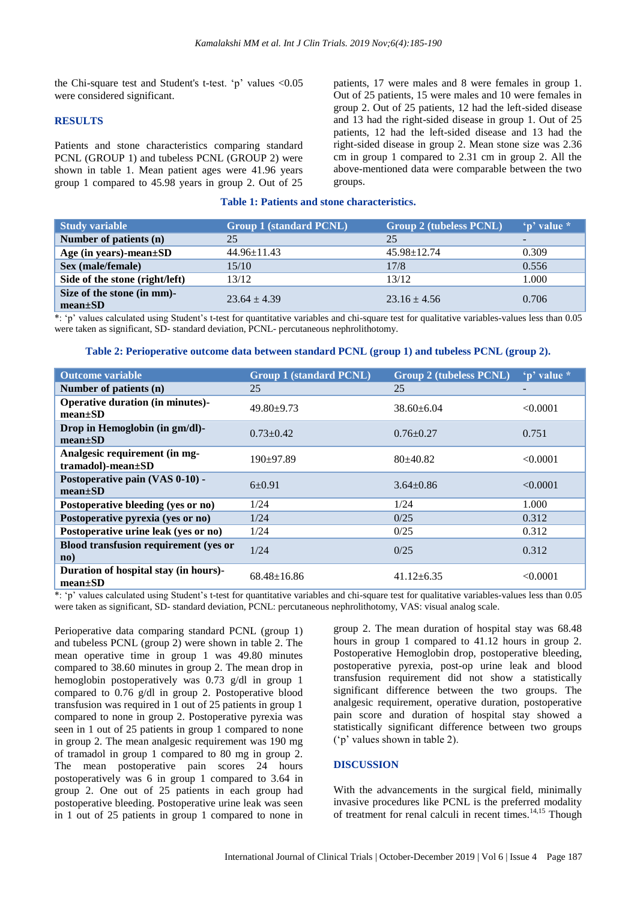the Chi-square test and Student's t-test. 'p' values <0.05 were considered significant.

## RESULTS

Patients and stone characteristics comparing standard PCNL (GROUP 1) and tubeless PCNL (GROUP 2) were shown in table 1. Mean patient ages were 41.96 years group 1 compared to 45.98 years in group 2. Out of 25 patients, 17 were males and 8 were females in group 1. Out of 25 patients, 15 were males and 10 were females in group 2. Out of 25 patients, 12 had the left-sided disease and 13 had the right-sided disease in group 1. Out of 25 patients, 12 had the left-sided disease and 13 had the right-sided disease in group 2. Mean stone size was 2.36 cm in group 1 compared to 2.31 cm in group 2. All the above-mentioned data were comparable between the two groups.

**Table 1: Patients and stone characteristics.**

| Study variable | Group 1 (standard PCNL) | Group 2 (tubeless PCNL) | 'p' value * |
|---|---|---|---|
| **Number of patients (n)** | 25 | 25 | - |
| **Age (in years)-mean±SD** | 44.96±11.43 | 45.98±12.74 | 0.309 |
| **Sex (male/female)** | 15/10 | 17/8 | 0.556 |
| **Side of the stone (right/left)** | 13/12 | 13/12 | 1.000 |
| **Size of the stone (in mm)-mean±SD** | 23.64 ± 4.39 | 23.16 ± 4.56 | 0.706 |

*: 'p' values calculated using Student's t-test for quantitative variables and chi-square test for qualitative variables-values less than 0.05 were taken as significant, SD- standard deviation, PCNL- percutaneous nephrolithotomy.

**Table 2: Perioperative outcome data between standard PCNL (group 1) and tubeless PCNL (group 2).**

| Outcome variable | Group 1 (standard PCNL) | Group 2 (tubeless PCNL) | 'p' value * |
|---|---|---|---|
| **Number of patients (n)** | 25 | 25 | - |
| **Operative duration (in minutes)-mean±SD** | 49.80±9.73 | 38.60±6.04 | <0.0001 |
| **Drop in Hemoglobin (in gm/dl)-mean±SD** | 0.73±0.42 | 0.76±0.27 | 0.751 |
| **Analgesic requirement (in mg-tramadol)-mean±SD** | 190±97.89 | 80±40.82 | <0.0001 |
| **Postoperative pain (VAS 0-10) -mean±SD** | 6±0.91 | 3.64±0.86 | <0.0001 |
| **Postoperative bleeding (yes or no)** | 1/24 | 1/24 | 1.000 |
| **Postoperative pyrexia (yes or no)** | 1/24 | 0/25 | 0.312 |
| **Postoperative urine leak (yes or no)** | 1/24 | 0/25 | 0.312 |
| **Blood transfusion requirement (yes or no)** | 1/24 | 0/25 | 0.312 |
| **Duration of hospital stay (in hours)-mean±SD** | 68.48±16.86 | 41.12±6.35 | <0.0001 |

*: 'p' values calculated using Student's t-test for quantitative variables and chi-square test for qualitative variables-values less than 0.05 were taken as significant, SD- standard deviation, PCNL: percutaneous nephrolithotomy, VAS: visual analog scale.

Perioperative data comparing standard PCNL (group 1) and tubeless PCNL (group 2) were shown in table 2. The mean operative time in group 1 was 49.80 minutes compared to 38.60 minutes in group 2. The mean drop in hemoglobin postoperatively was 0.73 g/dl in group 1 compared to 0.76 g/dl in group 2. Postoperative blood transfusion was required in 1 out of 25 patients in group 1 compared to none in group 2. Postoperative pyrexia was seen in 1 out of 25 patients in group 1 compared to none in group 2. The mean analgesic requirement was 190 mg of tramadol in group 1 compared to 80 mg in group 2. The mean postoperative pain scores 24 hours postoperatively was 6 in group 1 compared to 3.64 in group 2. One out of 25 patients in each group had postoperative bleeding. Postoperative urine leak was seen in 1 out of 25 patients in group 1 compared to none in group 2. The mean duration of hospital stay was 68.48 hours in group 1 compared to 41.12 hours in group 2. Postoperative Hemoglobin drop, postoperative bleeding, postoperative pyrexia, post-op urine leak and blood transfusion requirement did not show a statistically significant difference between the two groups. The analgesic requirement, operative duration, postoperative pain score and duration of hospital stay showed a statistically significant difference between two groups ('p' values shown in table 2).

## DISCUSSION

With the advancements in the surgical field, minimally invasive procedures like PCNL is the preferred modality of treatment for renal calculi in recent times.[14,15] Though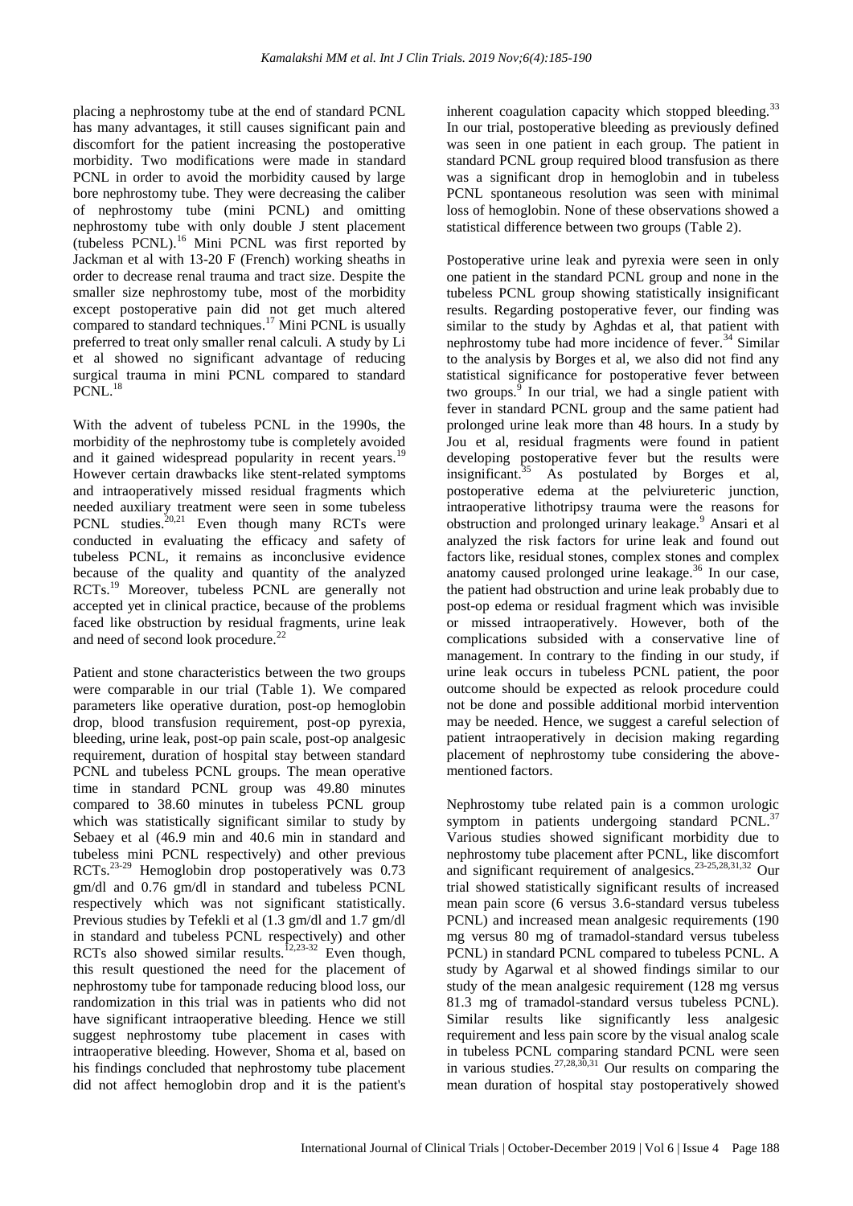placing a nephrostomy tube at the end of standard PCNL has many advantages, it still causes significant pain and discomfort for the patient increasing the postoperative morbidity. Two modifications were made in standard PCNL in order to avoid the morbidity caused by large bore nephrostomy tube. They were decreasing the caliber of nephrostomy tube (mini PCNL) and omitting nephrostomy tube with only double J stent placement (tubeless PCNL).[16] Mini PCNL was first reported by Jackman et al with 13-20 F (French) working sheaths in order to decrease renal trauma and tract size. Despite the smaller size nephrostomy tube, most of the morbidity except postoperative pain did not get much altered compared to standard techniques.[17] Mini PCNL is usually preferred to treat only smaller renal calculi. A study by Li et al showed no significant advantage of reducing surgical trauma in mini PCNL compared to standard PCNL.[18]

With the advent of tubeless PCNL in the 1990s, the morbidity of the nephrostomy tube is completely avoided and it gained widespread popularity in recent years.[19] However certain drawbacks like stent-related symptoms and intraoperatively missed residual fragments which needed auxiliary treatment were seen in some tubeless PCNL studies.[20,21] Even though many RCTs were conducted in evaluating the efficacy and safety of tubeless PCNL, it remains as inconclusive evidence because of the quality and quantity of the analyzed RCTs.[19] Moreover, tubeless PCNL are generally not accepted yet in clinical practice, because of the problems faced like obstruction by residual fragments, urine leak and need of second look procedure.[22]

Patient and stone characteristics between the two groups were comparable in our trial (Table 1). We compared parameters like operative duration, post-op hemoglobin drop, blood transfusion requirement, post-op pyrexia, bleeding, urine leak, post-op pain scale, post-op analgesic requirement, duration of hospital stay between standard PCNL and tubeless PCNL groups. The mean operative time in standard PCNL group was 49.80 minutes compared to 38.60 minutes in tubeless PCNL group which was statistically significant similar to study by Sebaey et al (46.9 min and 40.6 min in standard and tubeless mini PCNL respectively) and other previous RCTs.[23-29] Hemoglobin drop postoperatively was 0.73 gm/dl and 0.76 gm/dl in standard and tubeless PCNL respectively which was not significant statistically. Previous studies by Tefekli et al (1.3 gm/dl and 1.7 gm/dl in standard and tubeless PCNL respectively) and other RCTs also showed similar results.[12,23-32] Even though, this result questioned the need for the placement of nephrostomy tube for tamponade reducing blood loss, our randomization in this trial was in patients who did not have significant intraoperative bleeding. Hence we still suggest nephrostomy tube placement in cases with intraoperative bleeding. However, Shoma et al, based on his findings concluded that nephrostomy tube placement did not affect hemoglobin drop and it is the patient's inherent coagulation capacity which stopped bleeding.[33] In our trial, postoperative bleeding as previously defined was seen in one patient in each group. The patient in standard PCNL group required blood transfusion as there was a significant drop in hemoglobin and in tubeless PCNL spontaneous resolution was seen with minimal loss of hemoglobin. None of these observations showed a statistical difference between two groups (Table 2).

Postoperative urine leak and pyrexia were seen in only one patient in the standard PCNL group and none in the tubeless PCNL group showing statistically insignificant results. Regarding postoperative fever, our finding was similar to the study by Aghdas et al, that patient with nephrostomy tube had more incidence of fever.[34] Similar to the analysis by Borges et al, we also did not find any statistical significance for postoperative fever between two groups.[9] In our trial, we had a single patient with fever in standard PCNL group and the same patient had prolonged urine leak more than 48 hours. In a study by Jou et al, residual fragments were found in patient developing postoperative fever but the results were insignificant.[35] As postulated by Borges et al, postoperative edema at the pelviureteric junction, intraoperative lithotripsy trauma were the reasons for obstruction and prolonged urinary leakage.[9] Ansari et al analyzed the risk factors for urine leak and found out factors like, residual stones, complex stones and complex anatomy caused prolonged urine leakage.[36] In our case, the patient had obstruction and urine leak probably due to post-op edema or residual fragment which was invisible or missed intraoperatively. However, both of the complications subsided with a conservative line of management. In contrary to the finding in our study, if urine leak occurs in tubeless PCNL patient, the poor outcome should be expected as relook procedure could not be done and possible additional morbid intervention may be needed. Hence, we suggest a careful selection of patient intraoperatively in decision making regarding placement of nephrostomy tube considering the above-mentioned factors.

Nephrostomy tube related pain is a common urologic symptom in patients undergoing standard PCNL.[37] Various studies showed significant morbidity due to nephrostomy tube placement after PCNL, like discomfort and significant requirement of analgesics.[23-25,28,31,32] Our trial showed statistically significant results of increased mean pain score (6 versus 3.6-standard versus tubeless PCNL) and increased mean analgesic requirements (190 mg versus 80 mg of tramadol-standard versus tubeless PCNL) in standard PCNL compared to tubeless PCNL. A study by Agarwal et al showed findings similar to our study of the mean analgesic requirement (128 mg versus 81.3 mg of tramadol-standard versus tubeless PCNL). Similar results like significantly less analgesic requirement and less pain score by the visual analog scale in tubeless PCNL comparing standard PCNL were seen in various studies.[27,28,30,31] Our results on comparing the mean duration of hospital stay postoperatively showed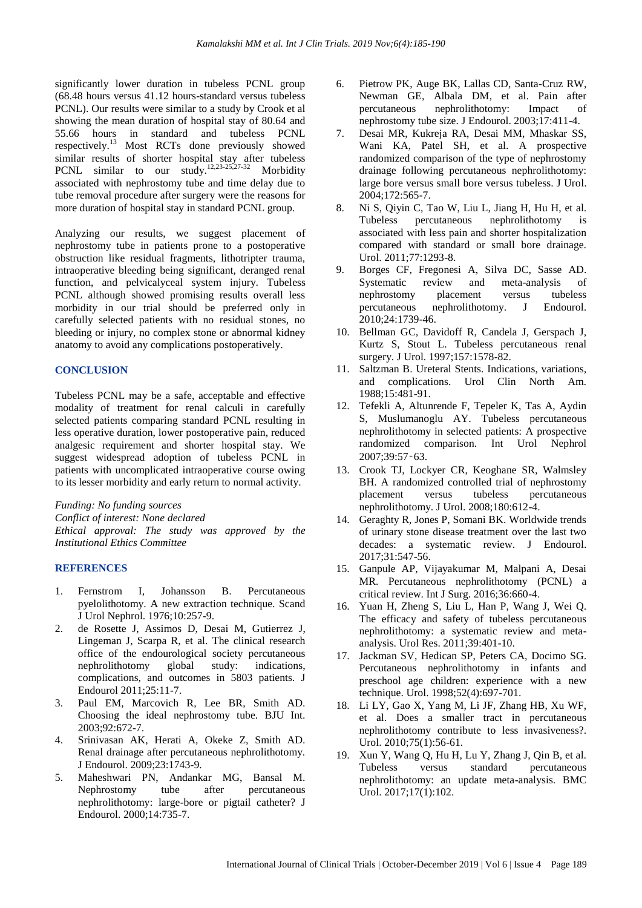significantly lower duration in tubeless PCNL group (68.48 hours versus 41.12 hours-standard versus tubeless PCNL). Our results were similar to a study by Crook et al showing the mean duration of hospital stay of 80.64 and 55.66 hours in standard and tubeless PCNL respectively.[13] Most RCTs done previously showed similar results of shorter hospital stay after tubeless PCNL similar to our study.[12,23-25,27-32] Morbidity associated with nephrostomy tube and time delay due to tube removal procedure after surgery were the reasons for more duration of hospital stay in standard PCNL group.

Analyzing our results, we suggest placement of nephrostomy tube in patients prone to a postoperative obstruction like residual fragments, lithotripter trauma, intraoperative bleeding being significant, deranged renal function, and pelvicalyceal system injury. Tubeless PCNL although showed promising results overall less morbidity in our trial should be preferred only in carefully selected patients with no residual stones, no bleeding or injury, no complex stone or abnormal kidney anatomy to avoid any complications postoperatively.

## CONCLUSION

Tubeless PCNL may be a safe, acceptable and effective modality of treatment for renal calculi in carefully selected patients comparing standard PCNL resulting in less operative duration, lower postoperative pain, reduced analgesic requirement and shorter hospital stay. We suggest widespread adoption of tubeless PCNL in patients with uncomplicated intraoperative course owing to its lesser morbidity and early return to normal activity.

*Funding: No funding sources*
*Conflict of interest: None declared*
*Ethical approval: The study was approved by the Institutional Ethics Committee*

## REFERENCES

1. Fernstrom I, Johansson B. Percutaneous pyelolithotomy. A new extraction technique. Scand J Urol Nephrol. 1976;10:257-9.
2. de Rosette J, Assimos D, Desai M, Gutierrez J, Lingeman J, Scarpa R, et al. The clinical research office of the endourological society percutaneous nephrolithotomy global study: indications, complications, and outcomes in 5803 patients. J Endourol 2011;25:11-7.
3. Paul EM, Marcovich R, Lee BR, Smith AD. Choosing the ideal nephrostomy tube. BJU Int. 2003;92:672-7.
4. Srinivasan AK, Herati A, Okeke Z, Smith AD. Renal drainage after percutaneous nephrolithotomy. J Endourol. 2009;23:1743-9.
5. Maheshwari PN, Andankar MG, Bansal M. Nephrostomy tube after percutaneous nephrolithotomy: large-bore or pigtail catheter? J Endourol. 2000;14:735-7.
6. Pietrow PK, Auge BK, Lallas CD, Santa-Cruz RW, Newman GE, Albala DM, et al. Pain after percutaneous nephrolithotomy: Impact of nephrostomy tube size. J Endourol. 2003;17:411-4.
7. Desai MR, Kukreja RA, Desai MM, Mhaskar SS, Wani KA, Patel SH, et al. A prospective randomized comparison of the type of nephrostomy drainage following percutaneous nephrolithotomy: large bore versus small bore versus tubeless. J Urol. 2004;172:565-7.
8. Ni S, Qiyin C, Tao W, Liu L, Jiang H, Hu H, et al. Tubeless percutaneous nephrolithotomy is associated with less pain and shorter hospitalization compared with standard or small bore drainage. Urol. 2011;77:1293-8.
9. Borges CF, Fregonesi A, Silva DC, Sasse AD. Systematic review and meta-analysis of nephrostomy placement versus tubeless percutaneous nephrolithotomy. J Endourol. 2010;24:1739-46.
10. Bellman GC, Davidoff R, Candela J, Gerspach J, Kurtz S, Stout L. Tubeless percutaneous renal surgery. J Urol. 1997;157:1578-82.
11. Saltzman B. Ureteral Stents. Indications, variations, and complications. Urol Clin North Am. 1988;15:481-91.
12. Tefekli A, Altunrende F, Tepeler K, Tas A, Aydin S, Muslumanoglu AY. Tubeless percutaneous nephrolithotomy in selected patients: A prospective randomized comparison. Int Urol Nephrol 2007;39:57‑63.
13. Crook TJ, Lockyer CR, Keoghane SR, Walmsley BH. A randomized controlled trial of nephrostomy placement versus tubeless percutaneous nephrolithotomy. J Urol. 2008;180:612-4.
14. Geraghty R, Jones P, Somani BK. Worldwide trends of urinary stone disease treatment over the last two decades: a systematic review. J Endourol. 2017;31:547-56.
15. Ganpule AP, Vijayakumar M, Malpani A, Desai MR. Percutaneous nephrolithotomy (PCNL) a critical review. Int J Surg. 2016;36:660-4.
16. Yuan H, Zheng S, Liu L, Han P, Wang J, Wei Q. The efficacy and safety of tubeless percutaneous nephrolithotomy: a systematic review and meta-analysis. Urol Res. 2011;39:401-10.
17. Jackman SV, Hedican SP, Peters CA, Docimo SG. Percutaneous nephrolithotomy in infants and preschool age children: experience with a new technique. Urol. 1998;52(4):697-701.
18. Li LY, Gao X, Yang M, Li JF, Zhang HB, Xu WF, et al. Does a smaller tract in percutaneous nephrolithotomy contribute to less invasiveness?. Urol. 2010;75(1):56-61.
19. Xun Y, Wang Q, Hu H, Lu Y, Zhang J, Qin B, et al. Tubeless versus standard percutaneous nephrolithotomy: an update meta-analysis. BMC Urol. 2017;17(1):102.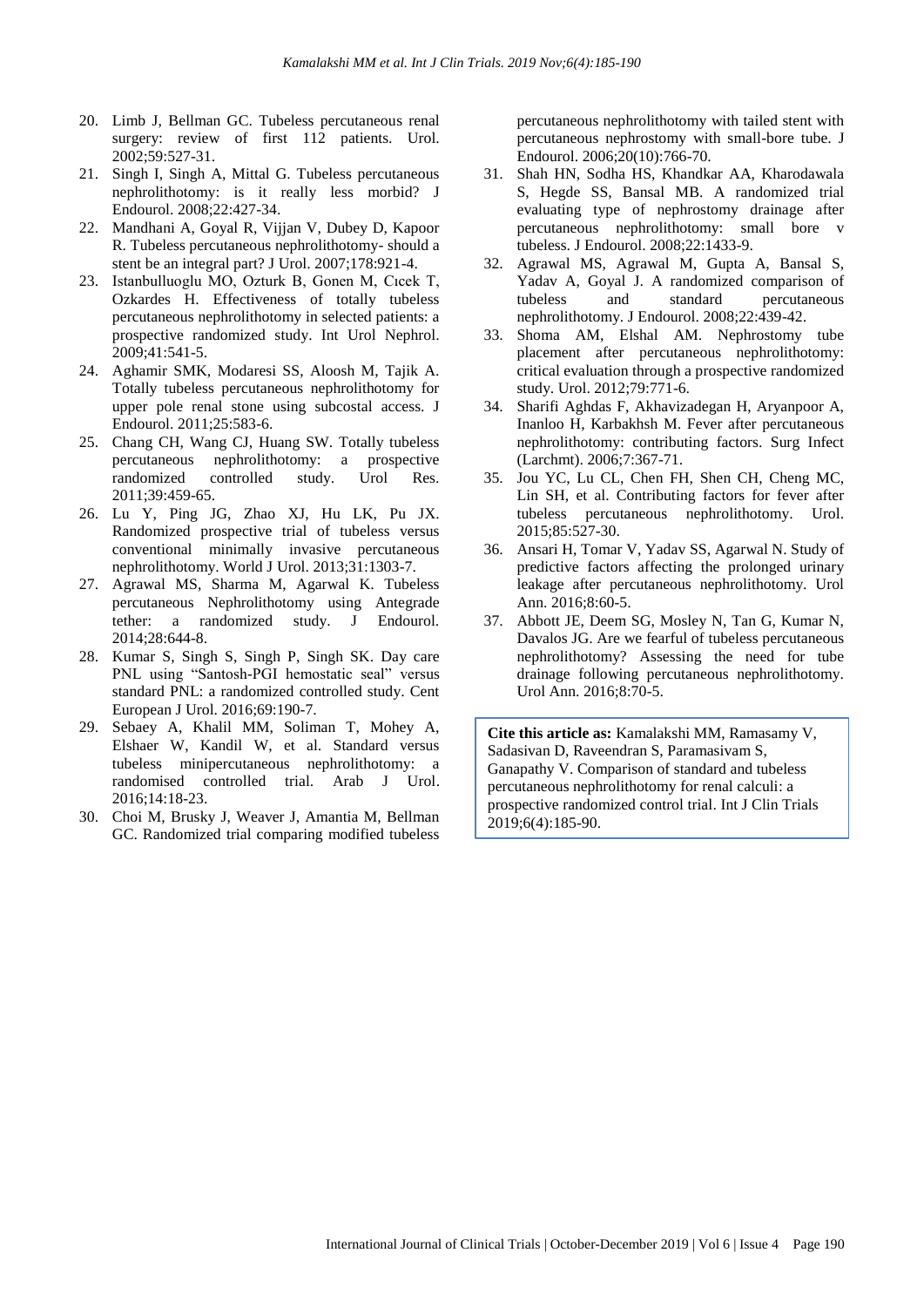20. Limb J, Bellman GC. Tubeless percutaneous renal surgery: review of first 112 patients. Urol. 2002;59:527-31.
21. Singh I, Singh A, Mittal G. Tubeless percutaneous nephrolithotomy: is it really less morbid? J Endourol. 2008;22:427-34.
22. Mandhani A, Goyal R, Vijjan V, Dubey D, Kapoor R. Tubeless percutaneous nephrolithotomy- should a stent be an integral part? J Urol. 2007;178:921-4.
23. Istanbulluoglu MO, Ozturk B, Gonen M, Cıcek T, Ozkardes H. Effectiveness of totally tubeless percutaneous nephrolithotomy in selected patients: a prospective randomized study. Int Urol Nephrol. 2009;41:541-5.
24. Aghamir SMK, Modaresi SS, Aloosh M, Tajik A. Totally tubeless percutaneous nephrolithotomy for upper pole renal stone using subcostal access. J Endourol. 2011;25:583-6.
25. Chang CH, Wang CJ, Huang SW. Totally tubeless percutaneous nephrolithotomy: a prospective randomized controlled study. Urol Res. 2011;39:459-65.
26. Lu Y, Ping JG, Zhao XJ, Hu LK, Pu JX. Randomized prospective trial of tubeless versus conventional minimally invasive percutaneous nephrolithotomy. World J Urol. 2013;31:1303-7.
27. Agrawal MS, Sharma M, Agarwal K. Tubeless percutaneous Nephrolithotomy using Antegrade tether: a randomized study. J Endourol. 2014;28:644-8.
28. Kumar S, Singh S, Singh P, Singh SK. Day care PNL using "Santosh-PGI hemostatic seal" versus standard PNL: a randomized controlled study. Cent European J Urol. 2016;69:190-7.
29. Sebaey A, Khalil MM, Soliman T, Mohey A, Elshaer W, Kandil W, et al. Standard versus tubeless minipercutaneous nephrolithotomy: a randomised controlled trial. Arab J Urol. 2016;14:18-23.
30. Choi M, Brusky J, Weaver J, Amantia M, Bellman GC. Randomized trial comparing modified tubeless percutaneous nephrolithotomy with tailed stent with percutaneous nephrostomy with small-bore tube. J Endourol. 2006;20(10):766-70.
31. Shah HN, Sodha HS, Khandkar AA, Kharodawala S, Hegde SS, Bansal MB. A randomized trial evaluating type of nephrostomy drainage after percutaneous nephrolithotomy: small bore v tubeless. J Endourol. 2008;22:1433-9.
32. Agrawal MS, Agrawal M, Gupta A, Bansal S, Yadav A, Goyal J. A randomized comparison of tubeless and standard percutaneous nephrolithotomy. J Endourol. 2008;22:439-42.
33. Shoma AM, Elshal AM. Nephrostomy tube placement after percutaneous nephrolithotomy: critical evaluation through a prospective randomized study. Urol. 2012;79:771-6.
34. Sharifi Aghdas F, Akhavizadegan H, Aryanpoor A, Inanloo H, Karbakhsh M. Fever after percutaneous nephrolithotomy: contributing factors. Surg Infect (Larchmt). 2006;7:367-71.
35. Jou YC, Lu CL, Chen FH, Shen CH, Cheng MC, Lin SH, et al. Contributing factors for fever after tubeless percutaneous nephrolithotomy. Urol. 2015;85:527-30.
36. Ansari H, Tomar V, Yadav SS, Agarwal N. Study of predictive factors affecting the prolonged urinary leakage after percutaneous nephrolithotomy. Urol Ann. 2016;8:60-5.
37. Abbott JE, Deem SG, Mosley N, Tan G, Kumar N, Davalos JG. Are we fearful of tubeless percutaneous nephrolithotomy? Assessing the need for tube drainage following percutaneous nephrolithotomy. Urol Ann. 2016;8:70-5.

**Cite this article as:** Kamalakshi MM, Ramasamy V, Sadasivan D, Raveendran S, Paramasivam S, Ganapathy V. Comparison of standard and tubeless percutaneous nephrolithotomy for renal calculi: a prospective randomized control trial. Int J Clin Trials 2019;6(4):185-90.